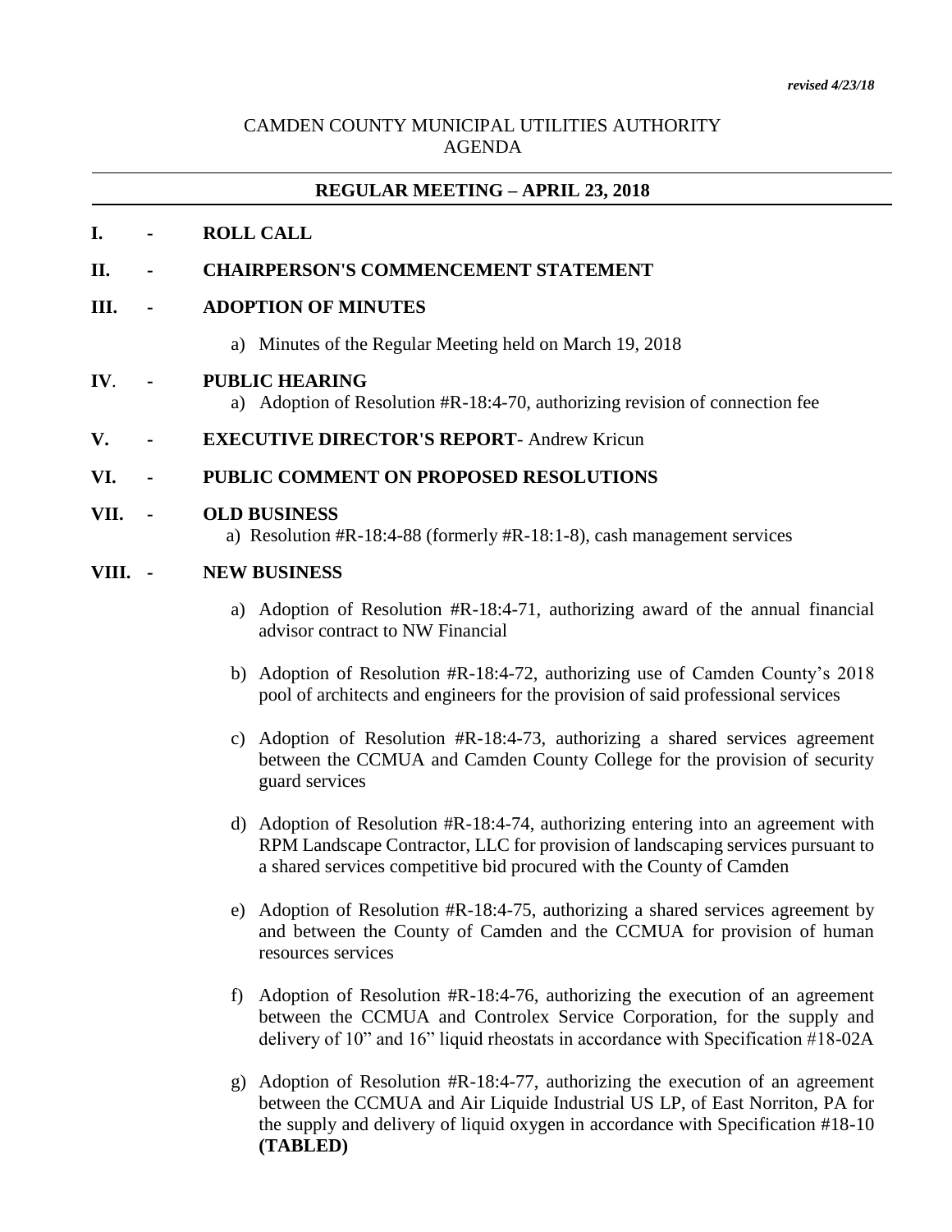*revised 4/23/18*

CAMDEN COUNTY MUNICIPAL UTILITIES AUTHORITY
AGENDA

## REGULAR MEETING – APRIL 23, 2018

**I. - ROLL CALL**

**II. - CHAIRPERSON'S COMMENCEMENT STATEMENT**

**III. - ADOPTION OF MINUTES**

a) Minutes of the Regular Meeting held on March 19, 2018

**IV. - PUBLIC HEARING**

a) Adoption of Resolution #R-18:4-70, authorizing revision of connection fee

**V. - EXECUTIVE DIRECTOR'S REPORT**- Andrew Kricun

**VI. - PUBLIC COMMENT ON PROPOSED RESOLUTIONS**

**VII. - OLD BUSINESS**

a) Resolution #R-18:4-88 (formerly #R-18:1-8), cash management services

**VIII. - NEW BUSINESS**

a) Adoption of Resolution #R-18:4-71, authorizing award of the annual financial advisor contract to NW Financial

b) Adoption of Resolution #R-18:4-72, authorizing use of Camden County's 2018 pool of architects and engineers for the provision of said professional services

c) Adoption of Resolution #R-18:4-73, authorizing a shared services agreement between the CCMUA and Camden County College for the provision of security guard services

d) Adoption of Resolution #R-18:4-74, authorizing entering into an agreement with RPM Landscape Contractor, LLC for provision of landscaping services pursuant to a shared services competitive bid procured with the County of Camden

e) Adoption of Resolution #R-18:4-75, authorizing a shared services agreement by and between the County of Camden and the CCMUA for provision of human resources services

f) Adoption of Resolution #R-18:4-76, authorizing the execution of an agreement between the CCMUA and Controlex Service Corporation, for the supply and delivery of 10" and 16" liquid rheostats in accordance with Specification #18-02A

g) Adoption of Resolution #R-18:4-77, authorizing the execution of an agreement between the CCMUA and Air Liquide Industrial US LP, of East Norriton, PA for the supply and delivery of liquid oxygen in accordance with Specification #18-10 **(TABLED)**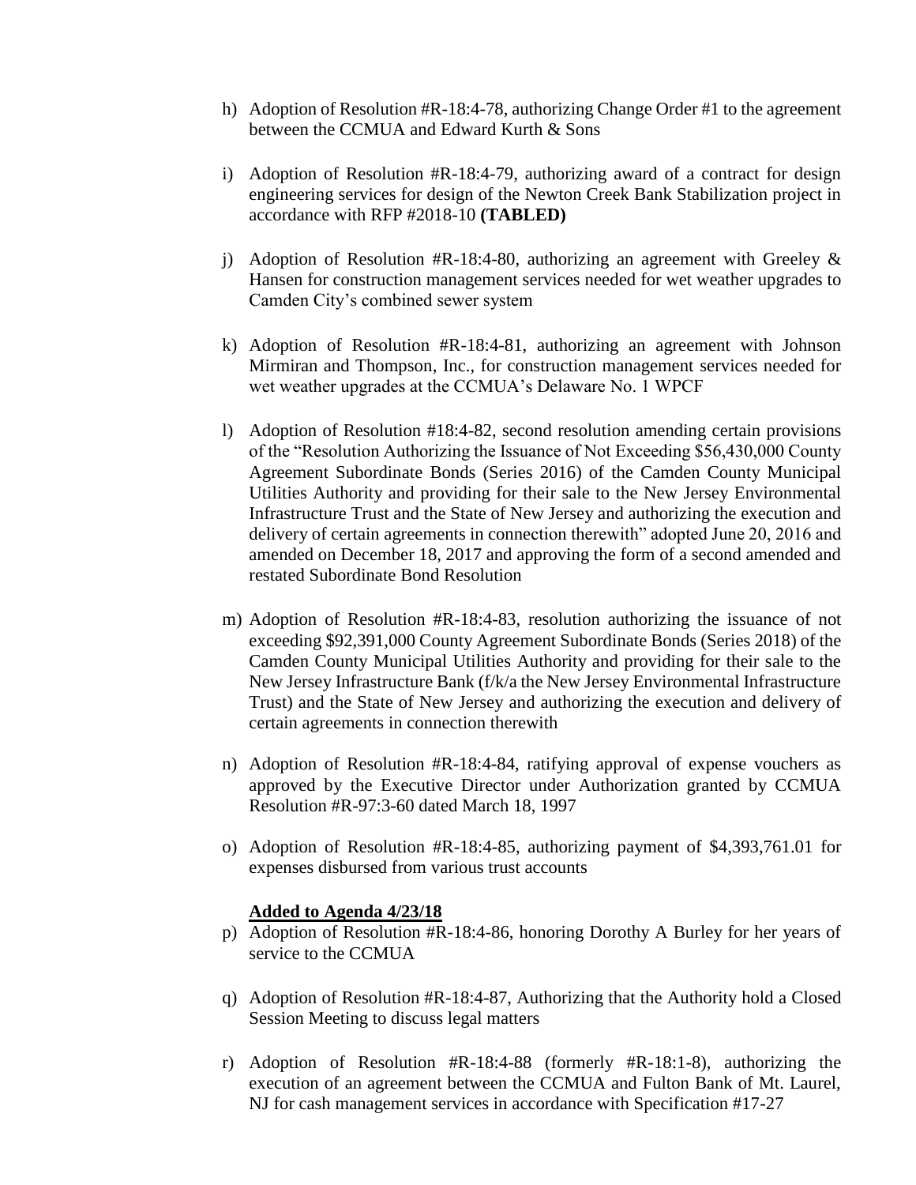h) Adoption of Resolution #R-18:4-78, authorizing Change Order #1 to the agreement between the CCMUA and Edward Kurth & Sons

i) Adoption of Resolution #R-18:4-79, authorizing award of a contract for design engineering services for design of the Newton Creek Bank Stabilization project in accordance with RFP #2018-10 **(TABLED)**

j) Adoption of Resolution #R-18:4-80, authorizing an agreement with Greeley & Hansen for construction management services needed for wet weather upgrades to Camden City's combined sewer system

k) Adoption of Resolution #R-18:4-81, authorizing an agreement with Johnson Mirmiran and Thompson, Inc., for construction management services needed for wet weather upgrades at the CCMUA's Delaware No. 1 WPCF

l) Adoption of Resolution #18:4-82, second resolution amending certain provisions of the "Resolution Authorizing the Issuance of Not Exceeding $56,430,000 County Agreement Subordinate Bonds (Series 2016) of the Camden County Municipal Utilities Authority and providing for their sale to the New Jersey Environmental Infrastructure Trust and the State of New Jersey and authorizing the execution and delivery of certain agreements in connection therewith" adopted June 20, 2016 and amended on December 18, 2017 and approving the form of a second amended and restated Subordinate Bond Resolution

m) Adoption of Resolution #R-18:4-83, resolution authorizing the issuance of not exceeding $92,391,000 County Agreement Subordinate Bonds (Series 2018) of the Camden County Municipal Utilities Authority and providing for their sale to the New Jersey Infrastructure Bank (f/k/a the New Jersey Environmental Infrastructure Trust) and the State of New Jersey and authorizing the execution and delivery of certain agreements in connection therewith

n) Adoption of Resolution #R-18:4-84, ratifying approval of expense vouchers as approved by the Executive Director under Authorization granted by CCMUA Resolution #R-97:3-60 dated March 18, 1997

o) Adoption of Resolution #R-18:4-85, authorizing payment of $4,393,761.01 for expenses disbursed from various trust accounts

**Added to Agenda 4/23/18**

p) Adoption of Resolution #R-18:4-86, honoring Dorothy A Burley for her years of service to the CCMUA

q) Adoption of Resolution #R-18:4-87, Authorizing that the Authority hold a Closed Session Meeting to discuss legal matters

r) Adoption of Resolution #R-18:4-88 (formerly #R-18:1-8), authorizing the execution of an agreement between the CCMUA and Fulton Bank of Mt. Laurel, NJ for cash management services in accordance with Specification #17-27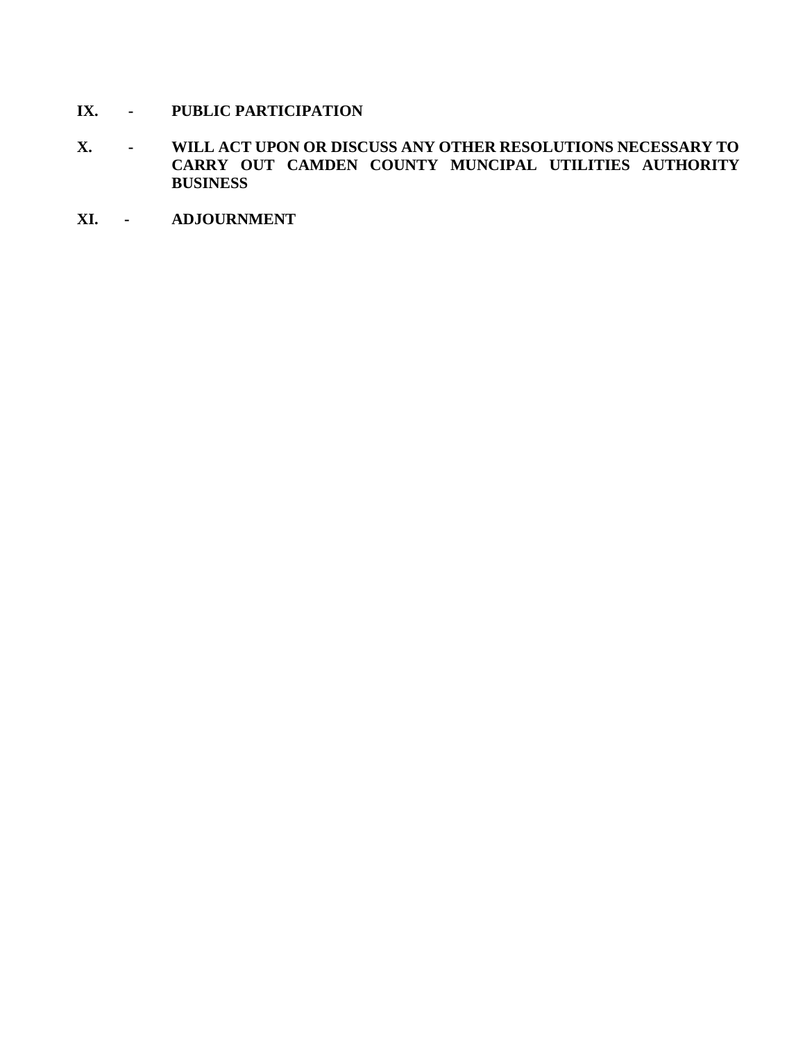**IX. - PUBLIC PARTICIPATION**

**X. - WILL ACT UPON OR DISCUSS ANY OTHER RESOLUTIONS NECESSARY TO CARRY OUT CAMDEN COUNTY MUNCIPAL UTILITIES AUTHORITY BUSINESS**

**XI. - ADJOURNMENT**